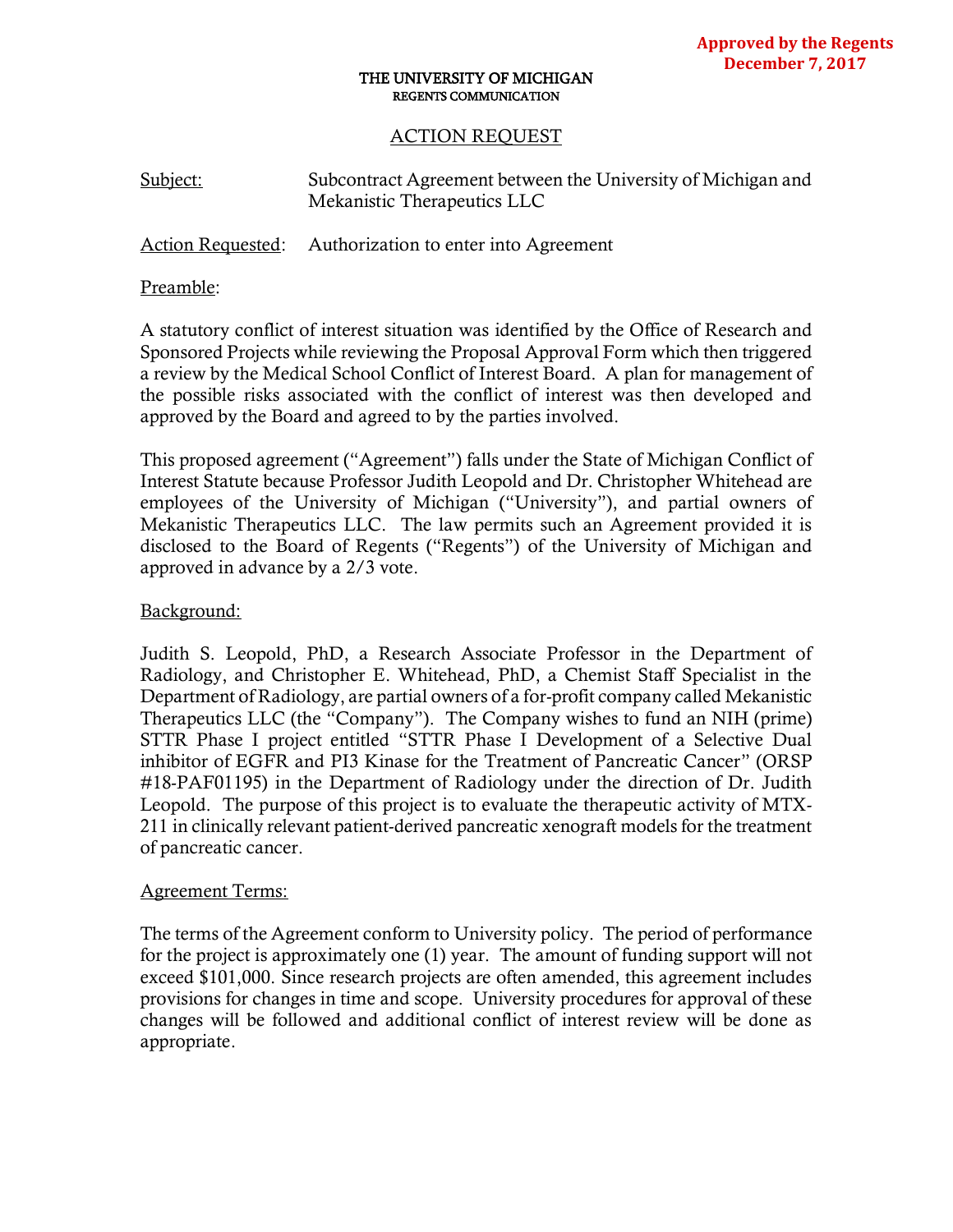**Approved by the Regents**
**December 7, 2017**

**THE UNIVERSITY OF MICHIGAN**
**REGENTS COMMUNICATION**

# ACTION REQUEST

Subject: Subcontract Agreement between the University of Michigan and Mekanistic Therapeutics LLC

Action Requested: Authorization to enter into Agreement

## Preamble:

A statutory conflict of interest situation was identified by the Office of Research and Sponsored Projects while reviewing the Proposal Approval Form which then triggered a review by the Medical School Conflict of Interest Board. A plan for management of the possible risks associated with the conflict of interest was then developed and approved by the Board and agreed to by the parties involved.

This proposed agreement ("Agreement") falls under the State of Michigan Conflict of Interest Statute because Professor Judith Leopold and Dr. Christopher Whitehead are employees of the University of Michigan ("University"), and partial owners of Mekanistic Therapeutics LLC. The law permits such an Agreement provided it is disclosed to the Board of Regents ("Regents") of the University of Michigan and approved in advance by a 2/3 vote.

## Background:

Judith S. Leopold, PhD, a Research Associate Professor in the Department of Radiology, and Christopher E. Whitehead, PhD, a Chemist Staff Specialist in the Department of Radiology, are partial owners of a for-profit company called Mekanistic Therapeutics LLC (the "Company"). The Company wishes to fund an NIH (prime) STTR Phase I project entitled "STTR Phase I Development of a Selective Dual inhibitor of EGFR and PI3 Kinase for the Treatment of Pancreatic Cancer" (ORSP #18-PAF01195) in the Department of Radiology under the direction of Dr. Judith Leopold. The purpose of this project is to evaluate the therapeutic activity of MTX-211 in clinically relevant patient-derived pancreatic xenograft models for the treatment of pancreatic cancer.

## Agreement Terms:

The terms of the Agreement conform to University policy. The period of performance for the project is approximately one (1) year. The amount of funding support will not exceed $101,000. Since research projects are often amended, this agreement includes provisions for changes in time and scope. University procedures for approval of these changes will be followed and additional conflict of interest review will be done as appropriate.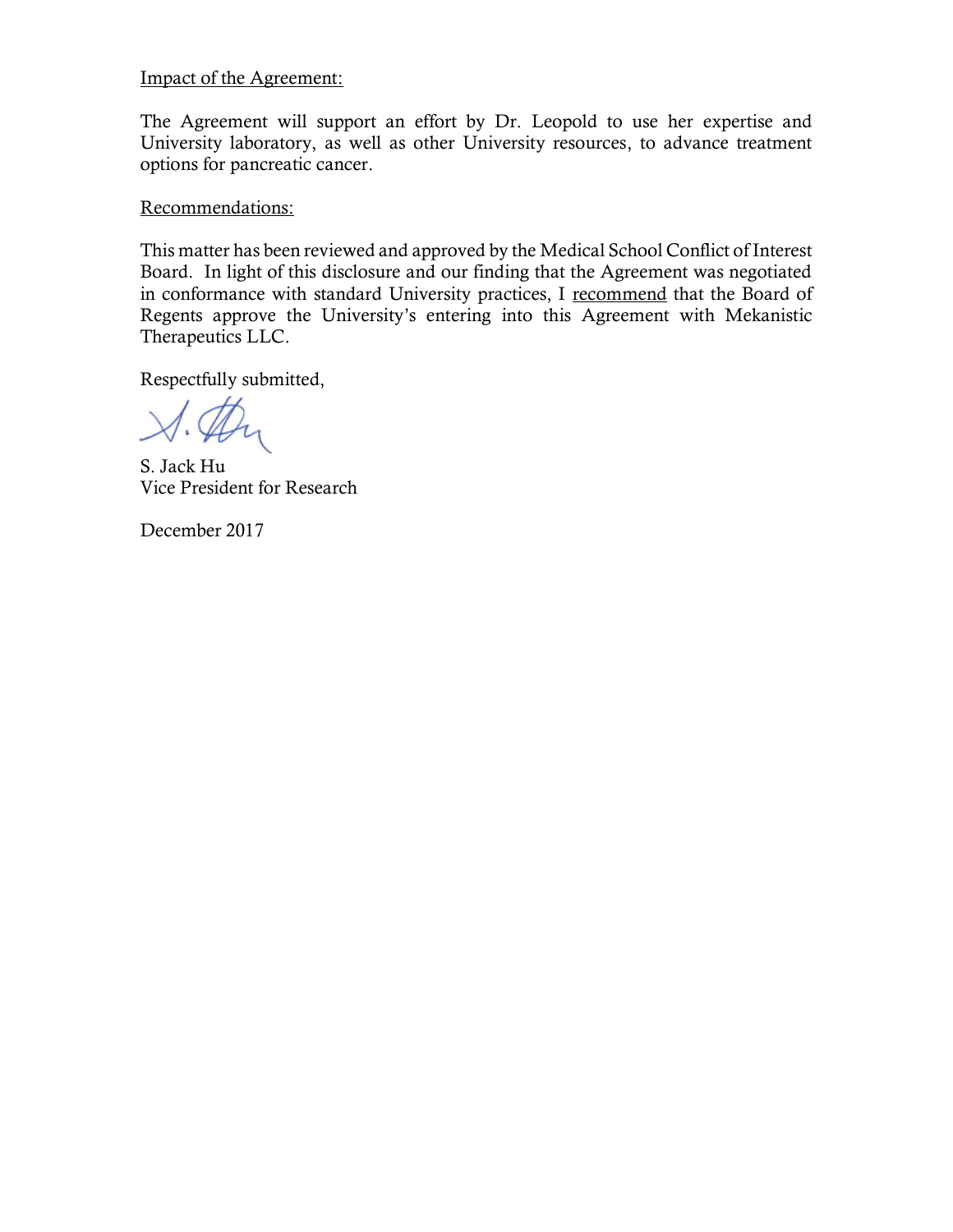Impact of the Agreement:

The Agreement will support an effort by Dr. Leopold to use her expertise and University laboratory, as well as other University resources, to advance treatment options for pancreatic cancer.

Recommendations:

This matter has been reviewed and approved by the Medical School Conflict of Interest Board. In light of this disclosure and our finding that the Agreement was negotiated in conformance with standard University practices, I recommend that the Board of Regents approve the University's entering into this Agreement with Mekanistic Therapeutics LLC.

Respectfully submitted,

S. Jack Hu
Vice President for Research

December 2017